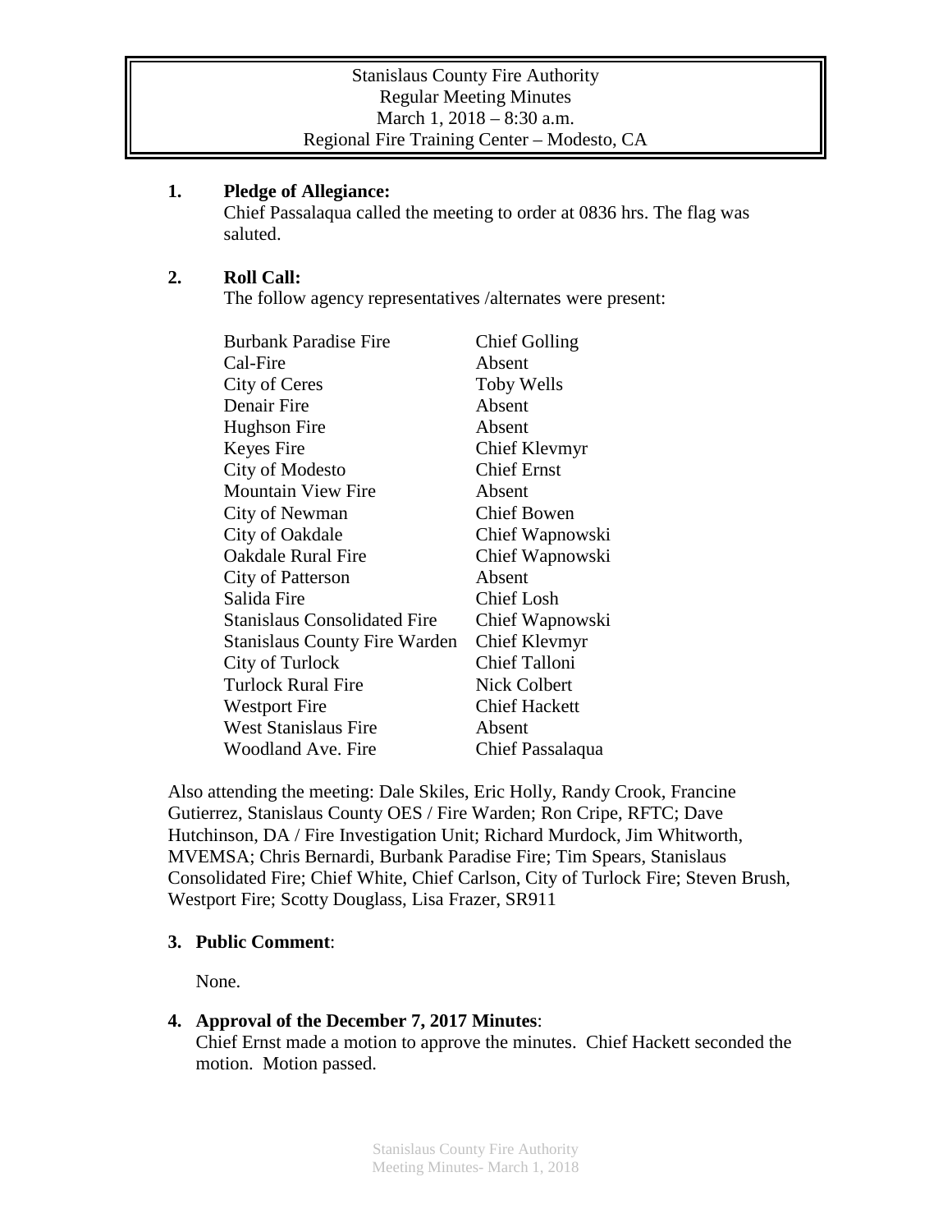Stanislaus County Fire Authority
Regular Meeting Minutes
March 1, 2018 – 8:30 a.m.
Regional Fire Training Center – Modesto, CA

**1. Pledge of Allegiance:**
Chief Passalaqua called the meeting to order at 0836 hrs. The flag was saluted.

**2. Roll Call:**
The follow agency representatives /alternates were present:

| | |
|---|---|
| Burbank Paradise Fire | Chief Golling |
| Cal-Fire | Absent |
| City of Ceres | Toby Wells |
| Denair Fire | Absent |
| Hughson Fire | Absent |
| Keyes Fire | Chief Klevmyr |
| City of Modesto | Chief Ernst |
| Mountain View Fire | Absent |
| City of Newman | Chief Bowen |
| City of Oakdale | Chief Wapnowski |
| Oakdale Rural Fire | Chief Wapnowski |
| City of Patterson | Absent |
| Salida Fire | Chief Losh |
| Stanislaus Consolidated Fire | Chief Wapnowski |
| Stanislaus County Fire Warden | Chief Klevmyr |
| City of Turlock | Chief Talloni |
| Turlock Rural Fire | Nick Colbert |
| Westport Fire | Chief Hackett |
| West Stanislaus Fire | Absent |
| Woodland Ave. Fire | Chief Passalaqua |

Also attending the meeting: Dale Skiles, Eric Holly, Randy Crook, Francine Gutierrez, Stanislaus County OES / Fire Warden; Ron Cripe, RFTC; Dave Hutchinson, DA / Fire Investigation Unit; Richard Murdock, Jim Whitworth, MVEMSA; Chris Bernardi, Burbank Paradise Fire; Tim Spears, Stanislaus Consolidated Fire; Chief White, Chief Carlson, City of Turlock Fire; Steven Brush, Westport Fire; Scotty Douglass, Lisa Frazer, SR911

**3. Public Comment**:

None.

**4. Approval of the December 7, 2017 Minutes**:
Chief Ernst made a motion to approve the minutes. Chief Hackett seconded the motion. Motion passed.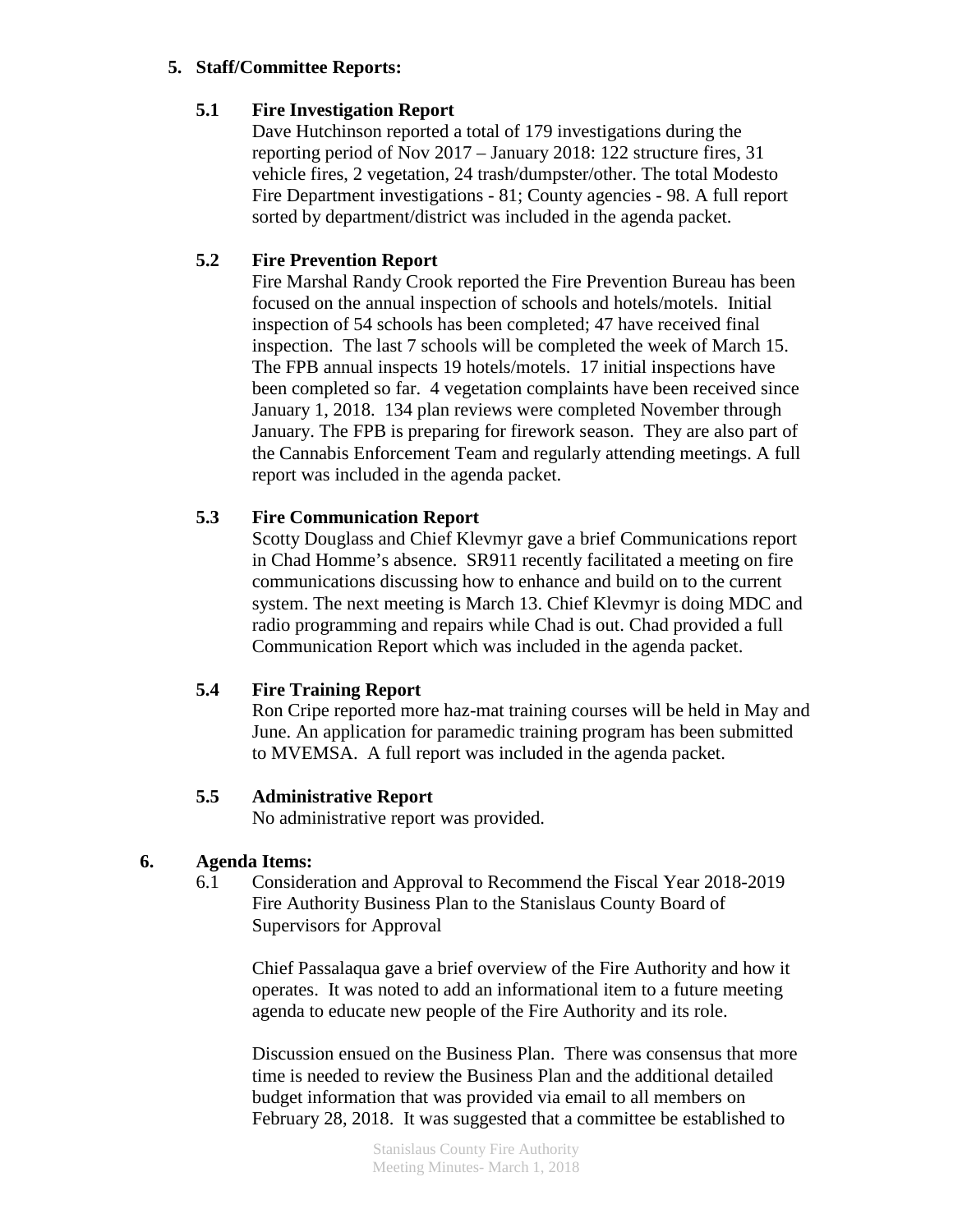## 5. Staff/Committee Reports:

### 5.1 Fire Investigation Report

Dave Hutchinson reported a total of 179 investigations during the reporting period of Nov 2017 – January 2018: 122 structure fires, 31 vehicle fires, 2 vegetation, 24 trash/dumpster/other. The total Modesto Fire Department investigations - 81; County agencies - 98. A full report sorted by department/district was included in the agenda packet.

### 5.2 Fire Prevention Report

Fire Marshal Randy Crook reported the Fire Prevention Bureau has been focused on the annual inspection of schools and hotels/motels. Initial inspection of 54 schools has been completed; 47 have received final inspection. The last 7 schools will be completed the week of March 15. The FPB annual inspects 19 hotels/motels. 17 initial inspections have been completed so far. 4 vegetation complaints have been received since January 1, 2018. 134 plan reviews were completed November through January. The FPB is preparing for firework season. They are also part of the Cannabis Enforcement Team and regularly attending meetings. A full report was included in the agenda packet.

### 5.3 Fire Communication Report

Scotty Douglass and Chief Klevmyr gave a brief Communications report in Chad Homme's absence. SR911 recently facilitated a meeting on fire communications discussing how to enhance and build on to the current system. The next meeting is March 13. Chief Klevmyr is doing MDC and radio programming and repairs while Chad is out. Chad provided a full Communication Report which was included in the agenda packet.

### 5.4 Fire Training Report

Ron Cripe reported more haz-mat training courses will be held in May and June. An application for paramedic training program has been submitted to MVEMSA. A full report was included in the agenda packet.

### 5.5 Administrative Report

No administrative report was provided.

## 6. Agenda Items:

6.1 Consideration and Approval to Recommend the Fiscal Year 2018-2019 Fire Authority Business Plan to the Stanislaus County Board of Supervisors for Approval

Chief Passalaqua gave a brief overview of the Fire Authority and how it operates. It was noted to add an informational item to a future meeting agenda to educate new people of the Fire Authority and its role.

Discussion ensued on the Business Plan. There was consensus that more time is needed to review the Business Plan and the additional detailed budget information that was provided via email to all members on February 28, 2018. It was suggested that a committee be established to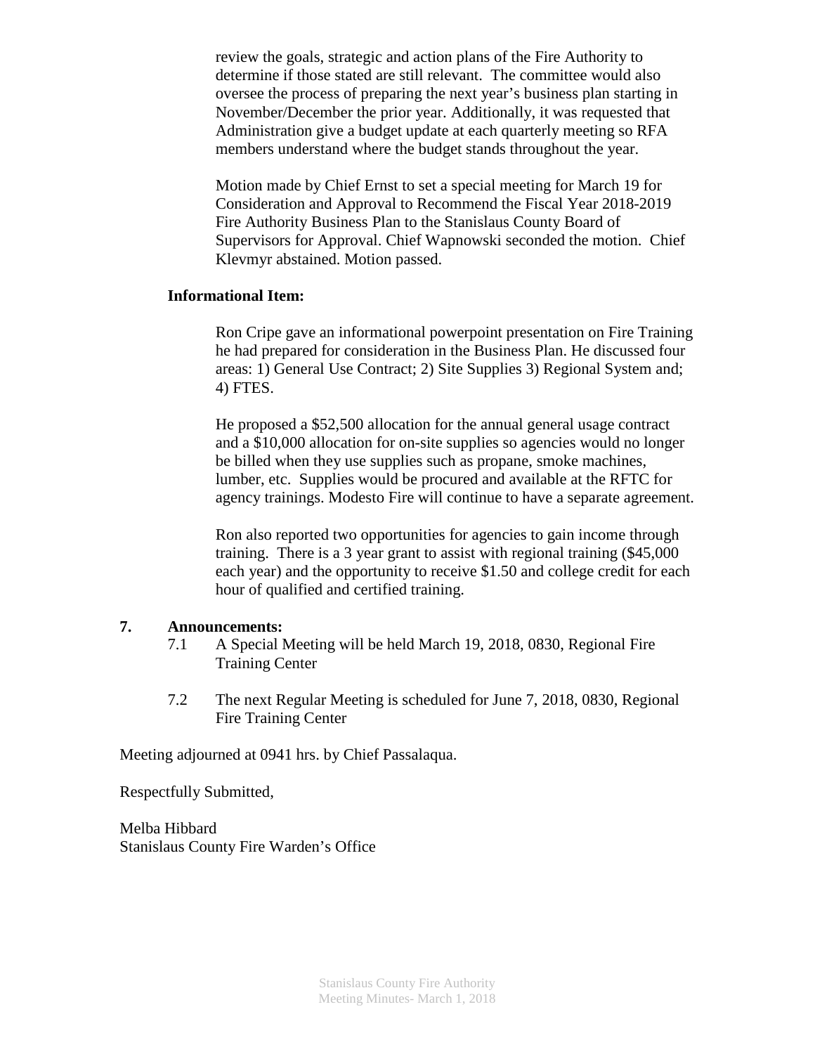review the goals, strategic and action plans of the Fire Authority to determine if those stated are still relevant. The committee would also oversee the process of preparing the next year's business plan starting in November/December the prior year. Additionally, it was requested that Administration give a budget update at each quarterly meeting so RFA members understand where the budget stands throughout the year.

Motion made by Chief Ernst to set a special meeting for March 19 for Consideration and Approval to Recommend the Fiscal Year 2018-2019 Fire Authority Business Plan to the Stanislaus County Board of Supervisors for Approval. Chief Wapnowski seconded the motion. Chief Klevmyr abstained. Motion passed.

**Informational Item:**

Ron Cripe gave an informational powerpoint presentation on Fire Training he had prepared for consideration in the Business Plan. He discussed four areas: 1) General Use Contract; 2) Site Supplies 3) Regional System and; 4) FTES.

He proposed a $52,500 allocation for the annual general usage contract and a $10,000 allocation for on-site supplies so agencies would no longer be billed when they use supplies such as propane, smoke machines, lumber, etc. Supplies would be procured and available at the RFTC for agency trainings. Modesto Fire will continue to have a separate agreement.

Ron also reported two opportunities for agencies to gain income through training. There is a 3 year grant to assist with regional training ($45,000 each year) and the opportunity to receive $1.50 and college credit for each hour of qualified and certified training.

**7. Announcements:**

7.1 A Special Meeting will be held March 19, 2018, 0830, Regional Fire Training Center

7.2 The next Regular Meeting is scheduled for June 7, 2018, 0830, Regional Fire Training Center

Meeting adjourned at 0941 hrs. by Chief Passalaqua.

Respectfully Submitted,

Melba Hibbard
Stanislaus County Fire Warden's Office